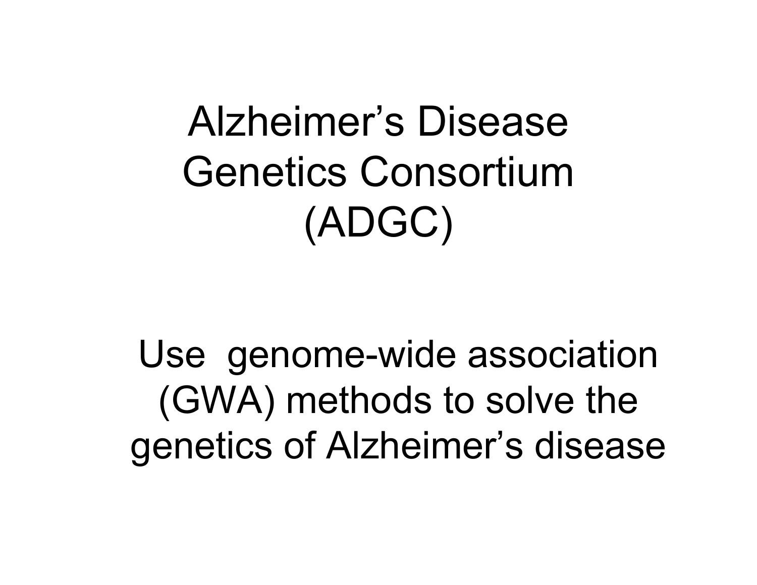# Alzheimer's Disease Genetics Consortium (ADGC)

Use genome-wide association (GWA) methods to solve the genetics of Alzheimer's disease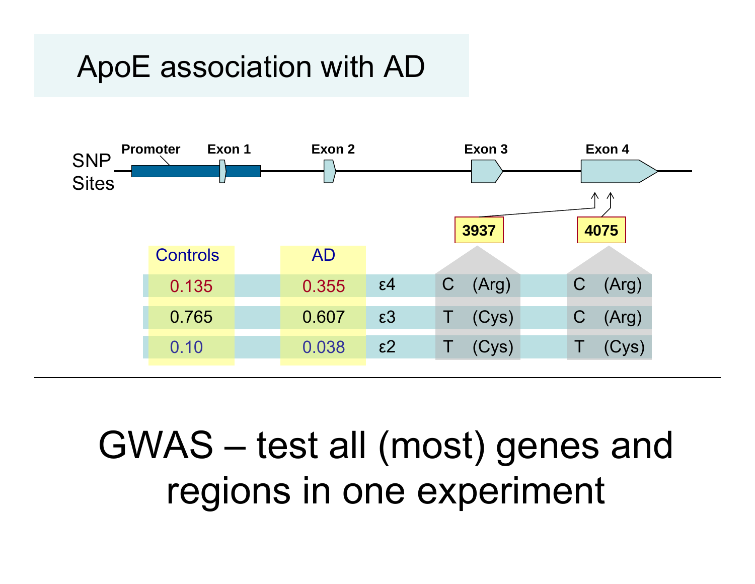# ApoE association with AD

SNP Sites: Promoter, Exon 1, Exon 2, Exon 3, Exon 4 — SNP positions 3937 and 4075 (Exon 4)

| Controls | AD | | 3937 | 4075 |
|---|---|---|---|---|
| 0.135 | 0.355 | ε4 | C (Arg) | C (Arg) |
| 0.765 | 0.607 | ε3 | T (Cys) | C (Arg) |
| 0.10 | 0.038 | ε2 | T (Cys) | T (Cys) |

---

GWAS – test all (most) genes and regions in one experiment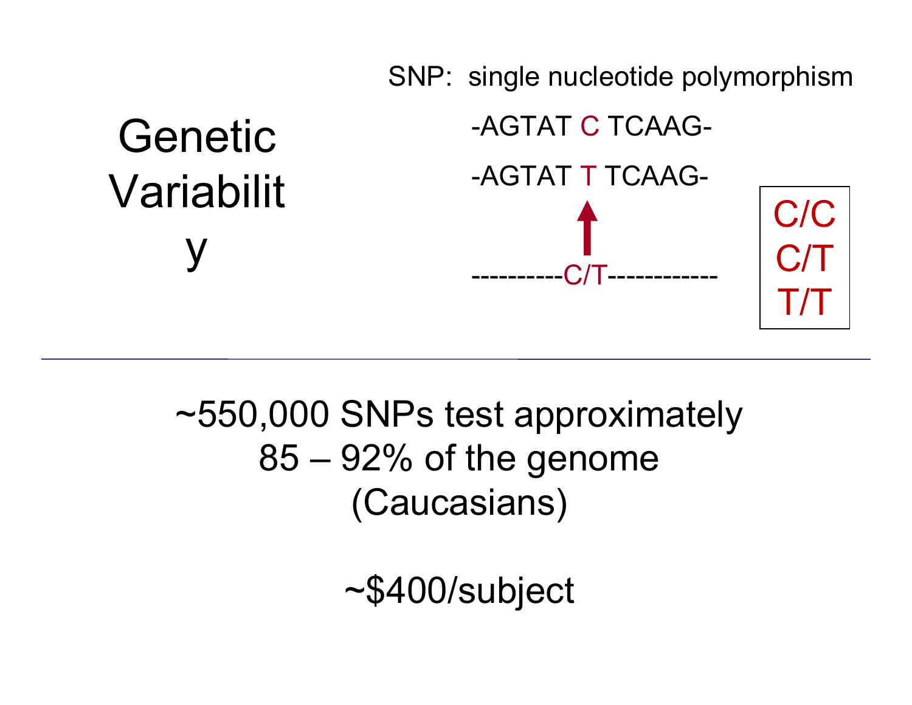# Genetic Variability

SNP: single nucleotide polymorphism

-AGTAT C TCAAG-

-AGTAT T TCAAG-

----------C/T------------

C/C
C/T
T/T

~550,000 SNPs test approximately 85 – 92% of the genome (Caucasians)

~$400/subject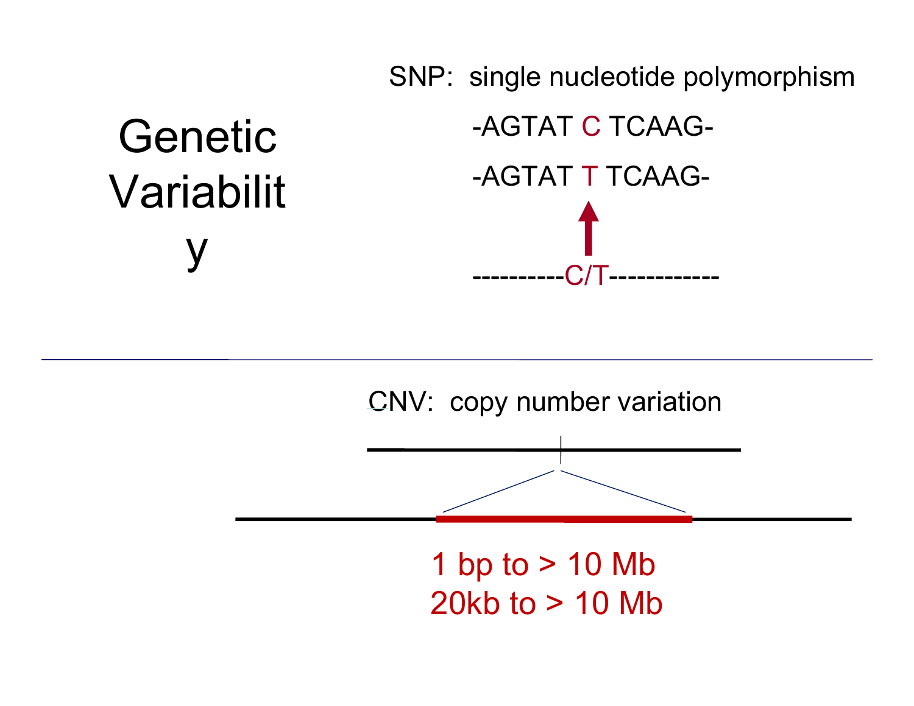# Genetic Variability

SNP: single nucleotide polymorphism

-AGTAT C TCAAG-

-AGTAT T TCAAG-

----------C/T------------

CNV: copy number variation

1 bp to > 10 Mb

20kb to > 10 Mb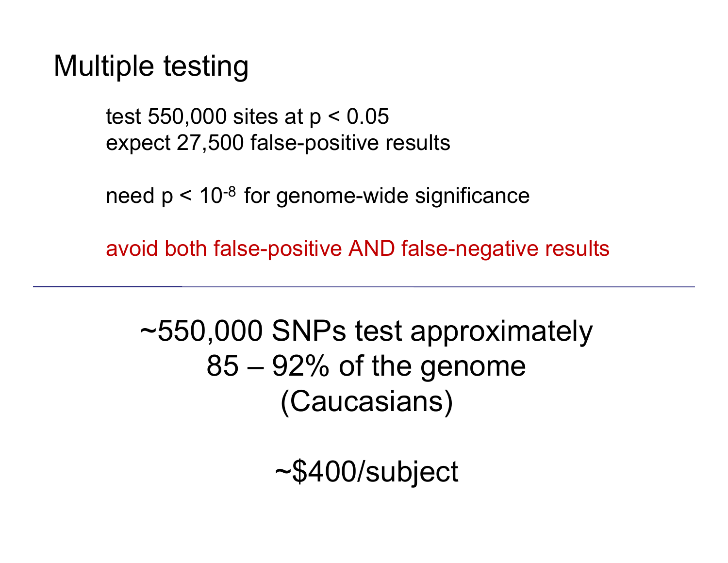# Multiple testing

test 550,000 sites at $p < 0.05$
expect 27,500 false-positive results

need $p < 10^{-8}$ for genome-wide significance

avoid both false-positive AND false-negative results

---

~550,000 SNPs test approximately
85 – 92% of the genome
(Caucasians)

~$400/subject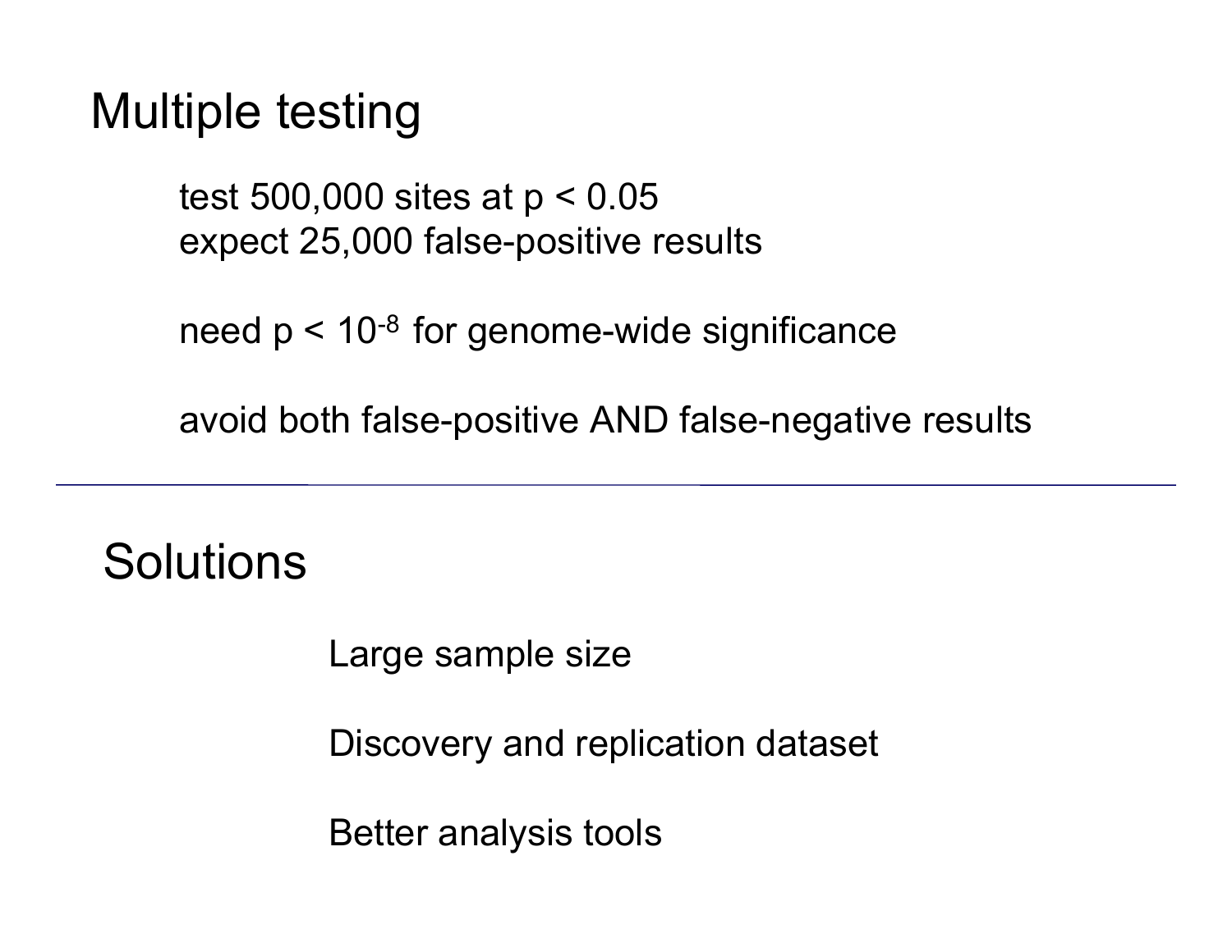# Multiple testing

test 500,000 sites at $p < 0.05$
expect 25,000 false-positive results

need $p < 10^{-8}$ for genome-wide significance

avoid both false-positive AND false-negative results

---

# Solutions

Large sample size

Discovery and replication dataset

Better analysis tools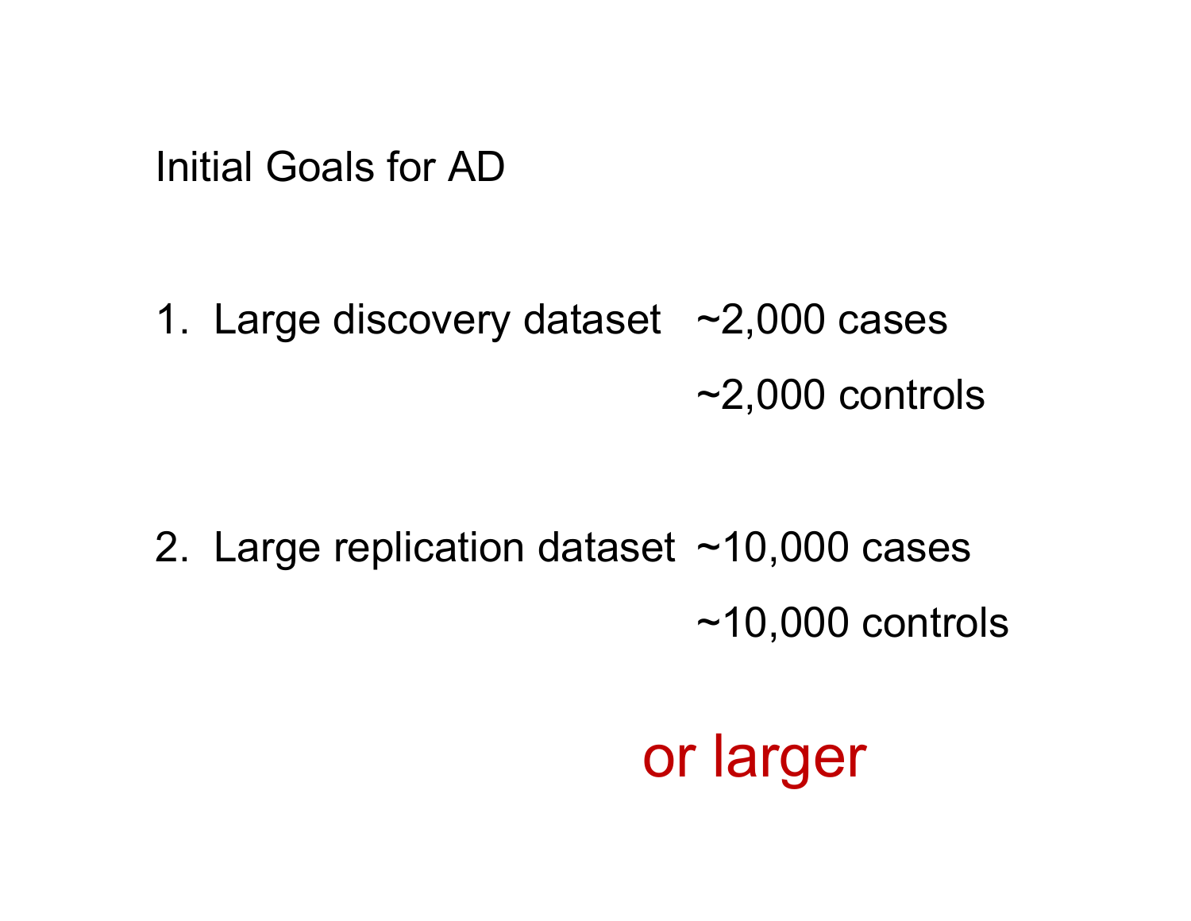# Initial Goals for AD

1. Large discovery dataset ~2,000 cases
   ~2,000 controls

2. Large replication dataset ~10,000 cases
   ~10,000 controls

or larger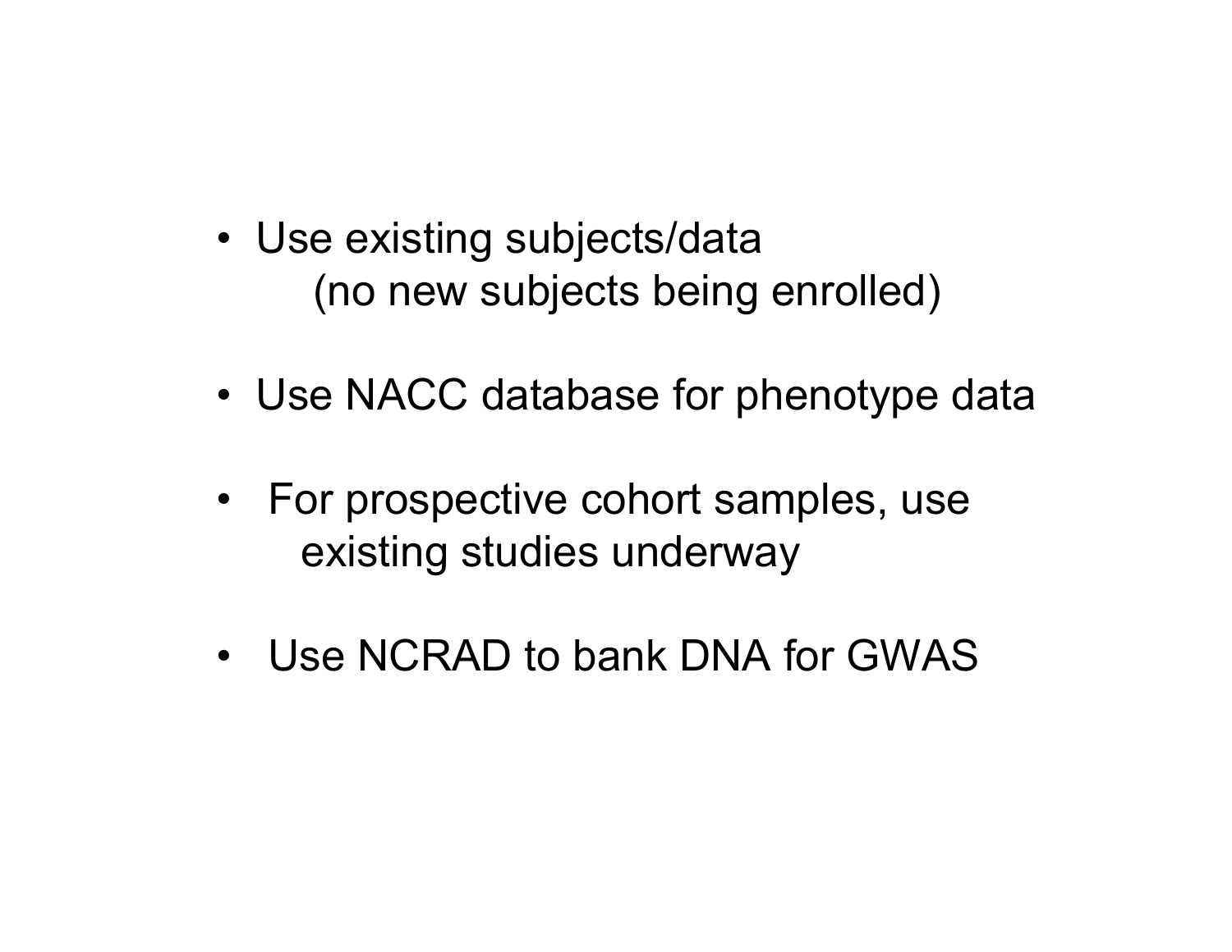- Use existing subjects/data
  (no new subjects being enrolled)

- Use NACC database for phenotype data

- For prospective cohort samples, use existing studies underway

- Use NCRAD to bank DNA for GWAS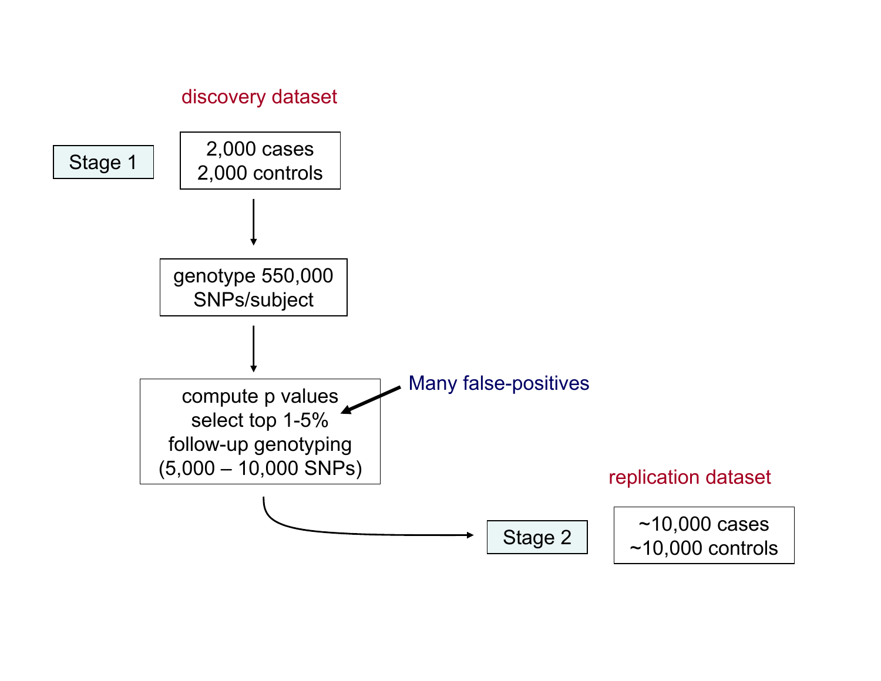discovery dataset

Stage 1

2,000 cases
2,000 controls

genotype 550,000 SNPs/subject

compute p values
select top 1-5%
follow-up genotyping
(5,000 – 10,000 SNPs)

Many false-positives

replication dataset

Stage 2

~10,000 cases
~10,000 controls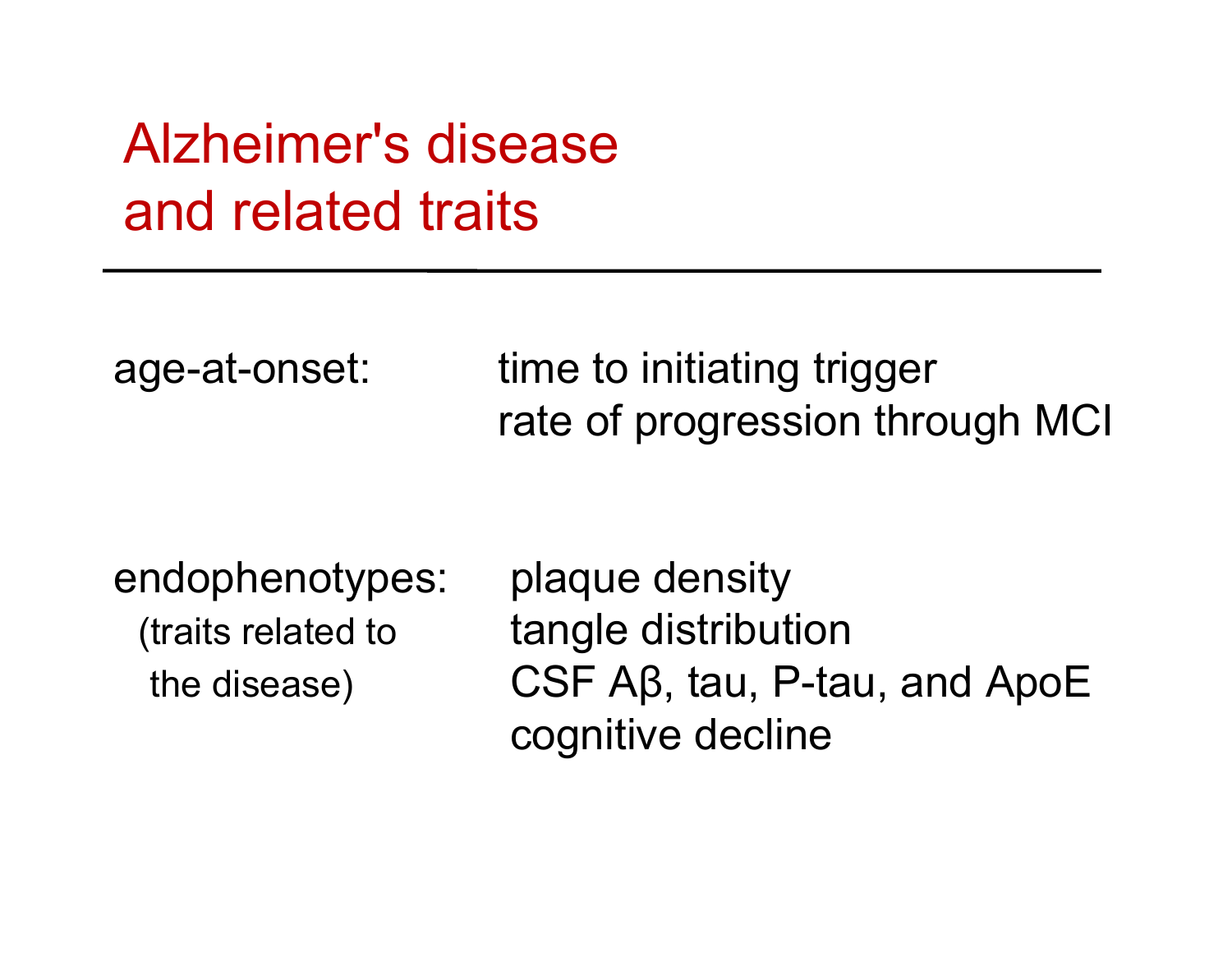# Alzheimer's disease and related traits

---

age-at-onset: time to initiating trigger
rate of progression through MCI

endophenotypes: plaque density
(traits related to the disease) tangle distribution
CSF Aβ, tau, P-tau, and ApoE
cognitive decline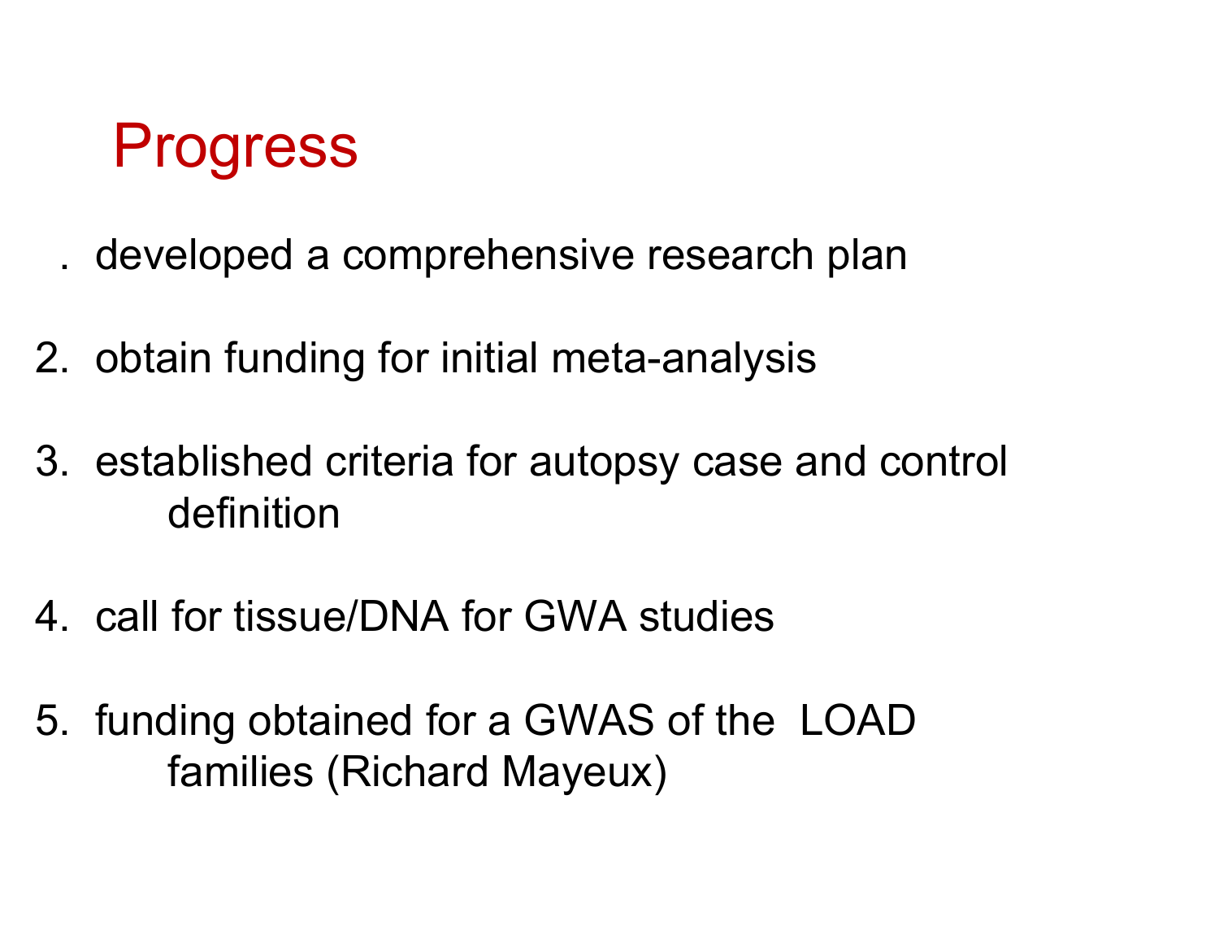# Progress

. developed a comprehensive research plan

2. obtain funding for initial meta-analysis

3. established criteria for autopsy case and control definition

4. call for tissue/DNA for GWA studies

5. funding obtained for a GWAS of the LOAD families (Richard Mayeux)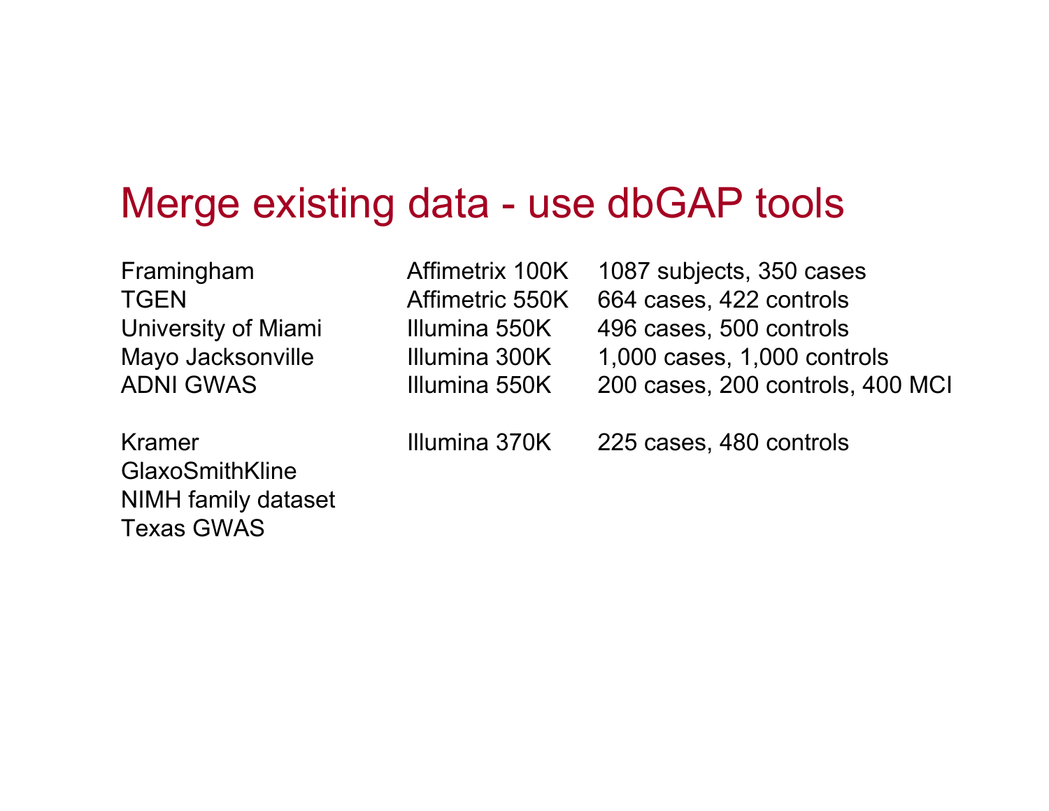# Merge existing data - use dbGAP tools

| | | |
|---|---|---|
| Framingham | Affimetrix 100K | 1087 subjects, 350 cases |
| TGEN | Affimetric 550K | 664 cases, 422 controls |
| University of Miami | Illumina 550K | 496 cases, 500 controls |
| Mayo Jacksonville | Illumina 300K | 1,000 cases, 1,000 controls |
| ADNI GWAS | Illumina 550K | 200 cases, 200 controls, 400 MCI |
| | | |
| Kramer | Illumina 370K | 225 cases, 480 controls |
| GlaxoSmithKline | | |
| NIMH family dataset | | |
| Texas GWAS | | |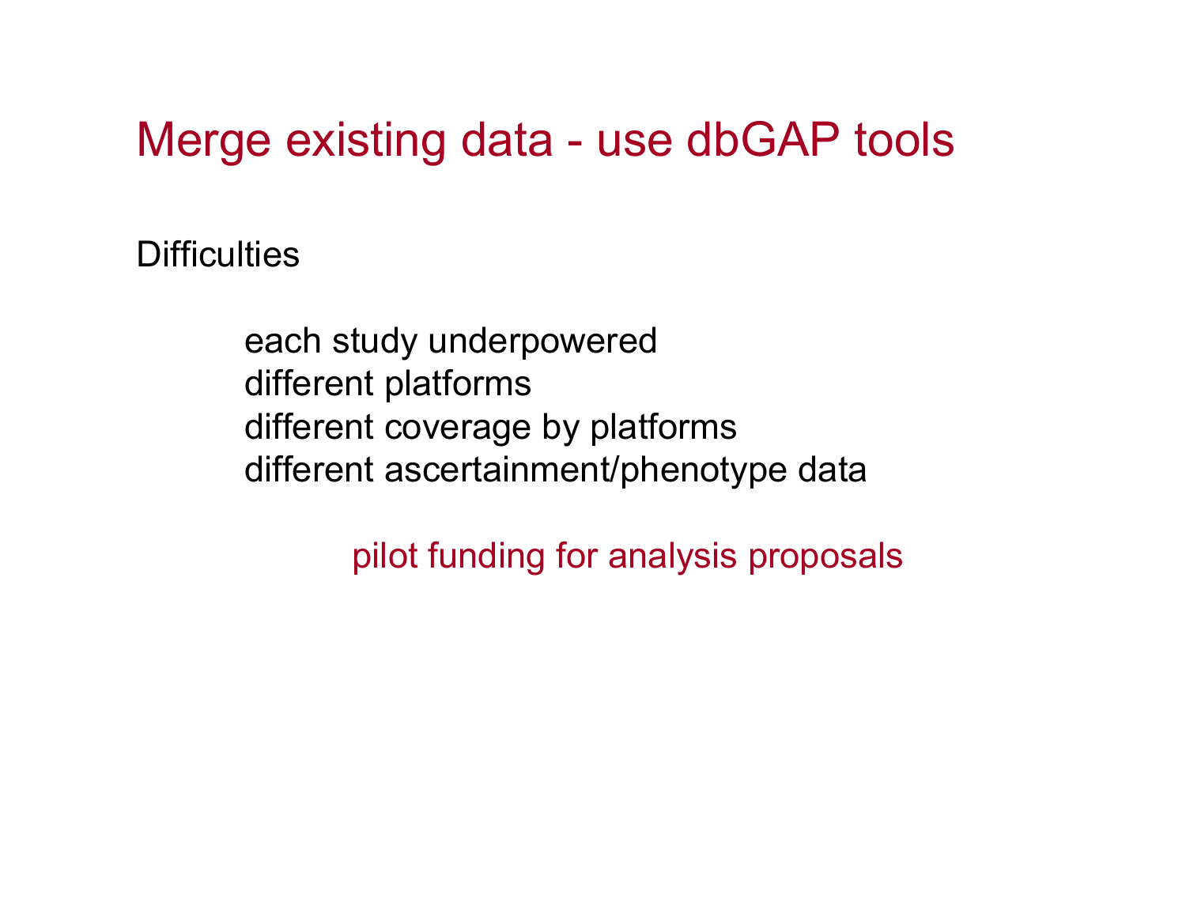# Merge existing data - use dbGAP tools

Difficulties

- each study underpowered
- different platforms
- different coverage by platforms
- different ascertainment/phenotype data

pilot funding for analysis proposals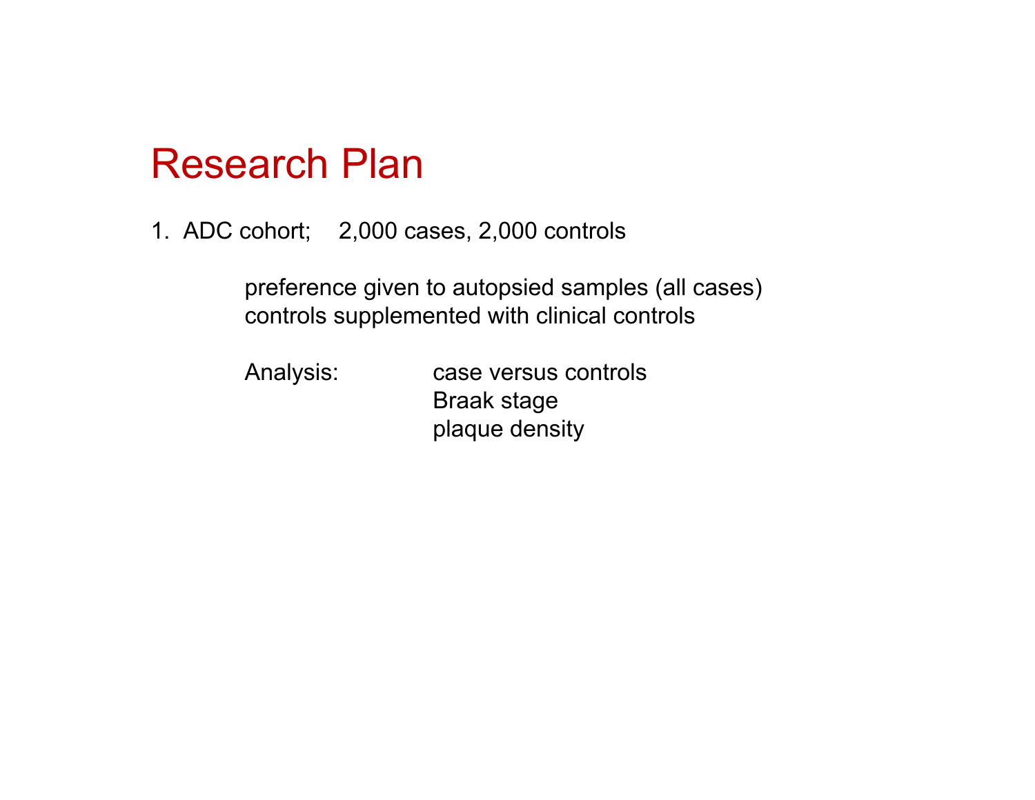# Research Plan

1. ADC cohort; 2,000 cases, 2,000 controls

   preference given to autopsied samples (all cases)
   controls supplemented with clinical controls

   Analysis:
   - case versus controls
   - Braak stage
   - plaque density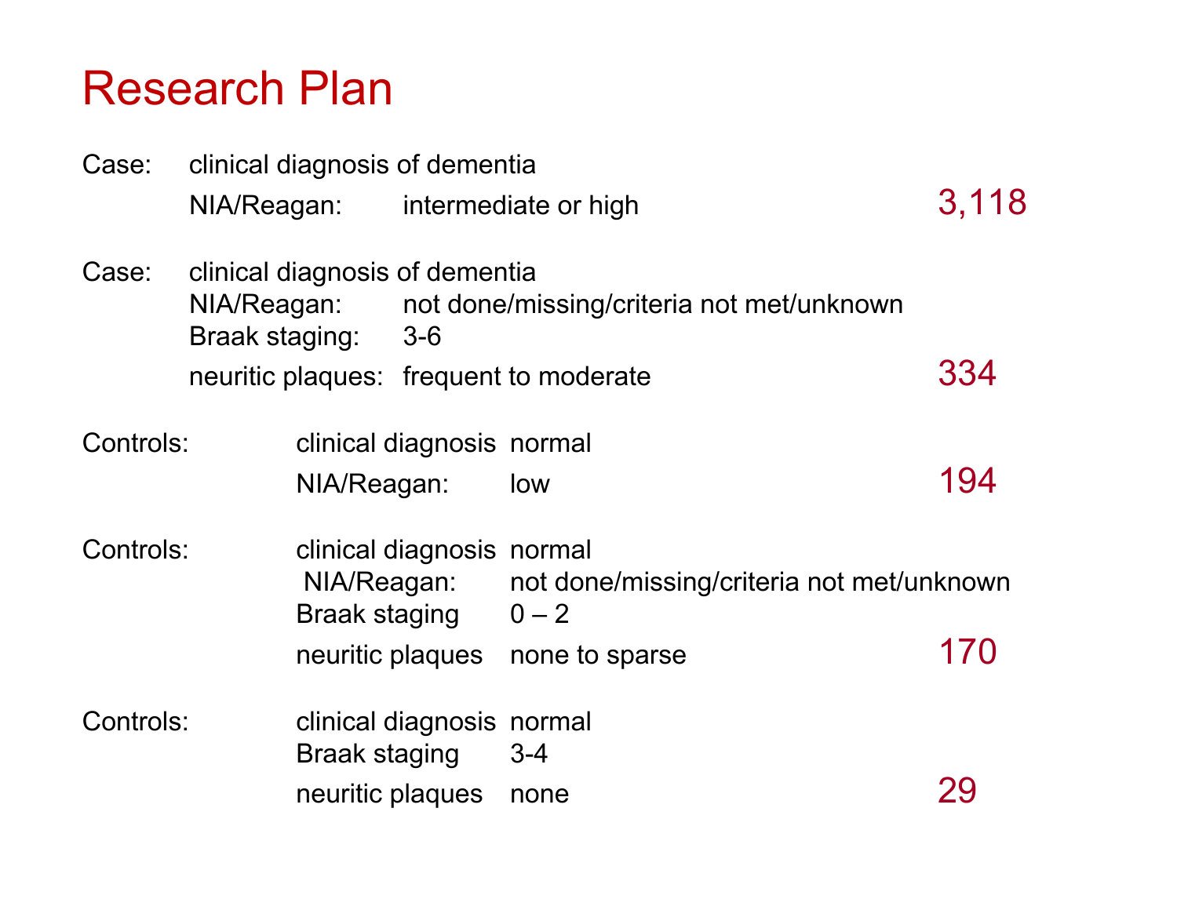# Research Plan

**Case:** clinical diagnosis of dementia

| | | |
|---|---|---|
| NIA/Reagan: | intermediate or high | 3,118 |

**Case:** clinical diagnosis of dementia

| | | |
|---|---|---|
| NIA/Reagan: | not done/missing/criteria not met/unknown | |
| Braak staging: | 3-6 | |
| neuritic plaques: | frequent to moderate | 334 |

**Controls:**

| | | |
|---|---|---|
| clinical diagnosis | normal | |
| NIA/Reagan: | low | 194 |

**Controls:**

| | | |
|---|---|---|
| clinical diagnosis | normal | |
| NIA/Reagan: | not done/missing/criteria not met/unknown | |
| Braak staging | 0 – 2 | |
| neuritic plaques | none to sparse | 170 |

**Controls:**

| | | |
|---|---|---|
| clinical diagnosis | normal | |
| Braak staging | 3-4 | |
| neuritic plaques | none | 29 |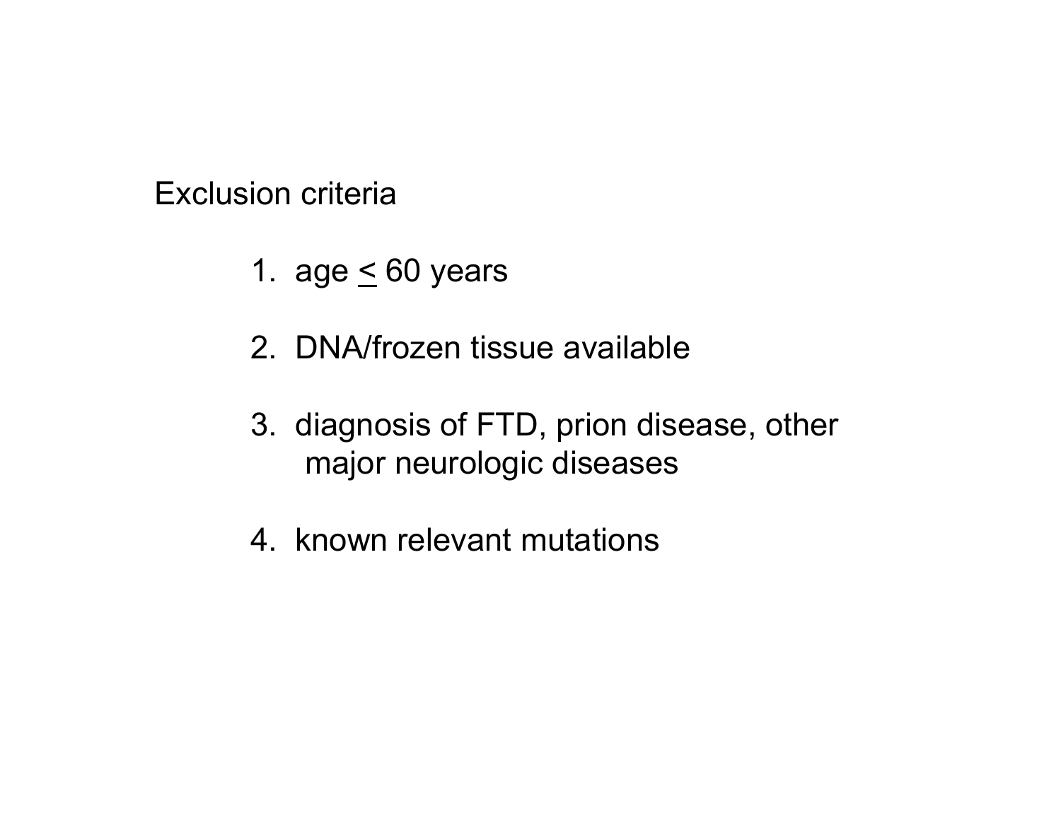Exclusion criteria

1. age $\leq$ 60 years
2. DNA/frozen tissue available
3. diagnosis of FTD, prion disease, other major neurologic diseases
4. known relevant mutations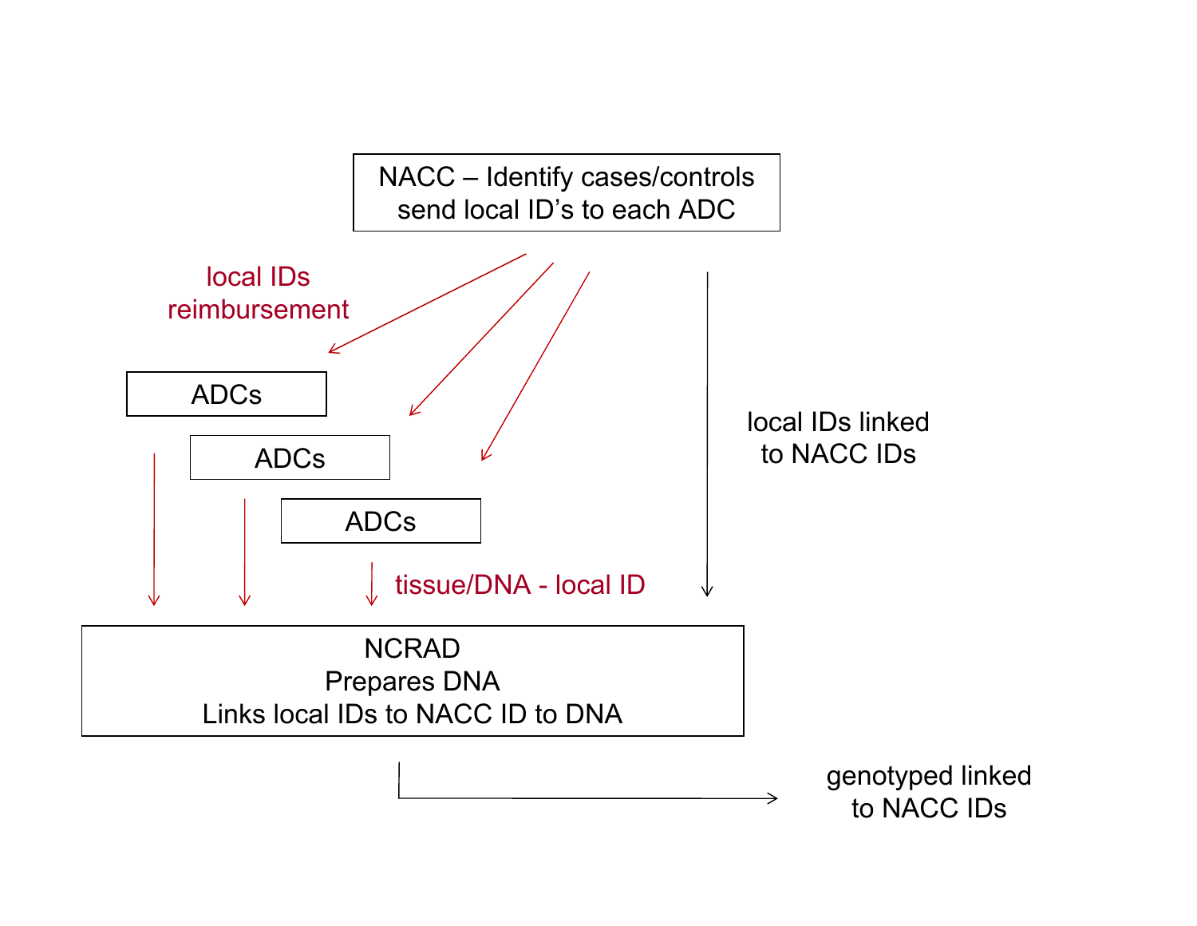NACC – Identify cases/controls
send local ID's to each ADC

local IDs
reimbursement

ADCs

ADCs

ADCs

local IDs linked
to NACC IDs

tissue/DNA - local ID

NCRAD
Prepares DNA
Links local IDs to NACC ID to DNA

genotyped linked
to NACC IDs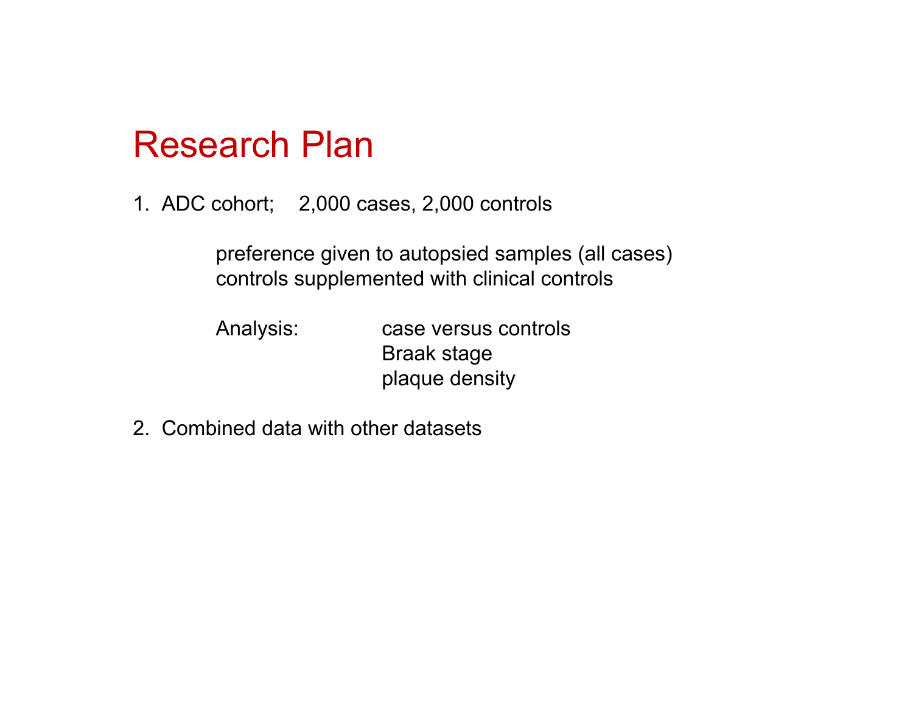# Research Plan

1. ADC cohort; 2,000 cases, 2,000 controls

   preference given to autopsied samples (all cases)
   controls supplemented with clinical controls

   Analysis: case versus controls
   Braak stage
   plaque density

2. Combined data with other datasets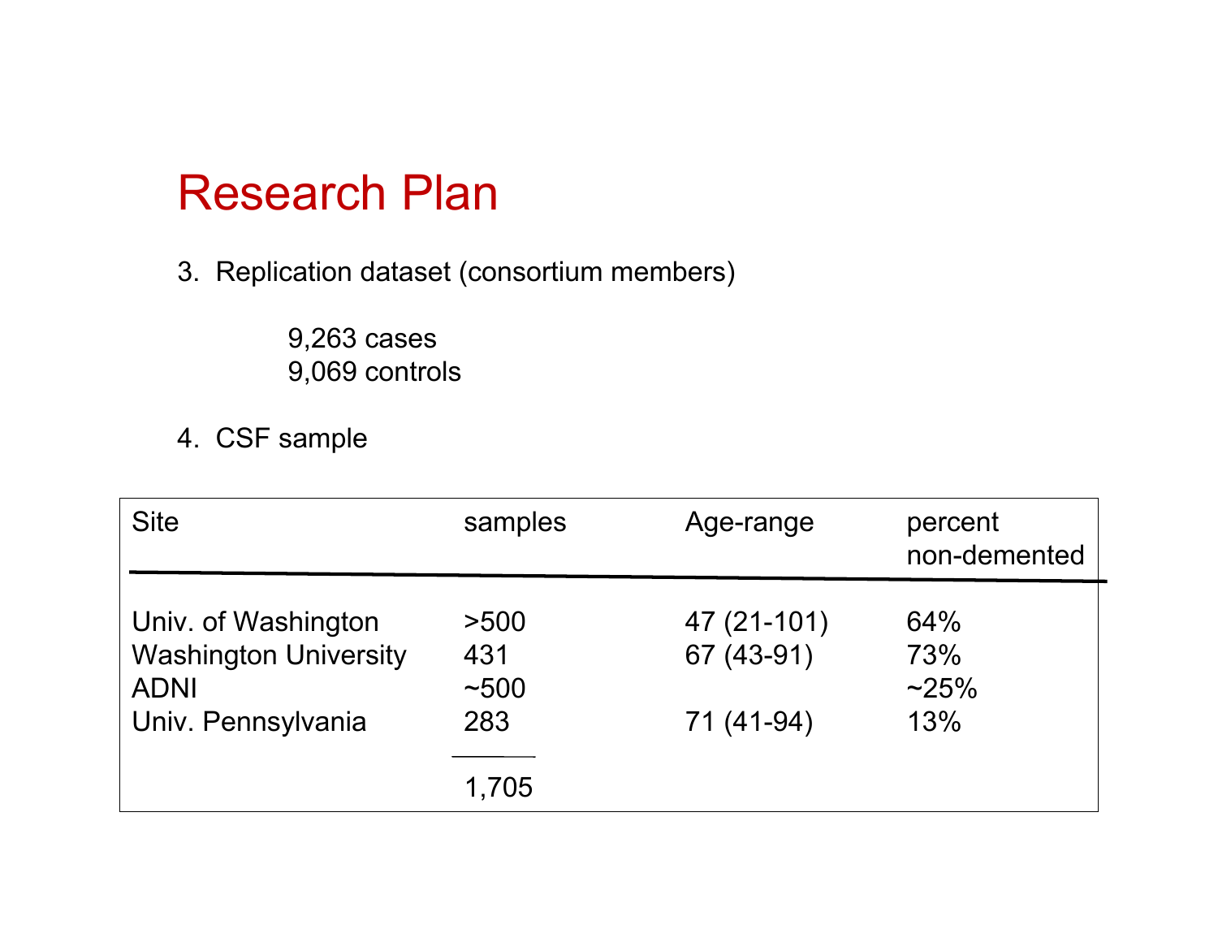# Research Plan

3. Replication dataset (consortium members)

   9,263 cases
   9,069 controls

4. CSF sample

| Site | samples | Age-range | percent non-demented |
|---|---|---|---|
| Univ. of Washington | >500 | 47 (21-101) | 64% |
| Washington University | 431 | 67 (43-91) | 73% |
| ADNI | ~500 | | ~25% |
| Univ. Pennsylvania | 283 | 71 (41-94) | 13% |
| | 1,705 | | |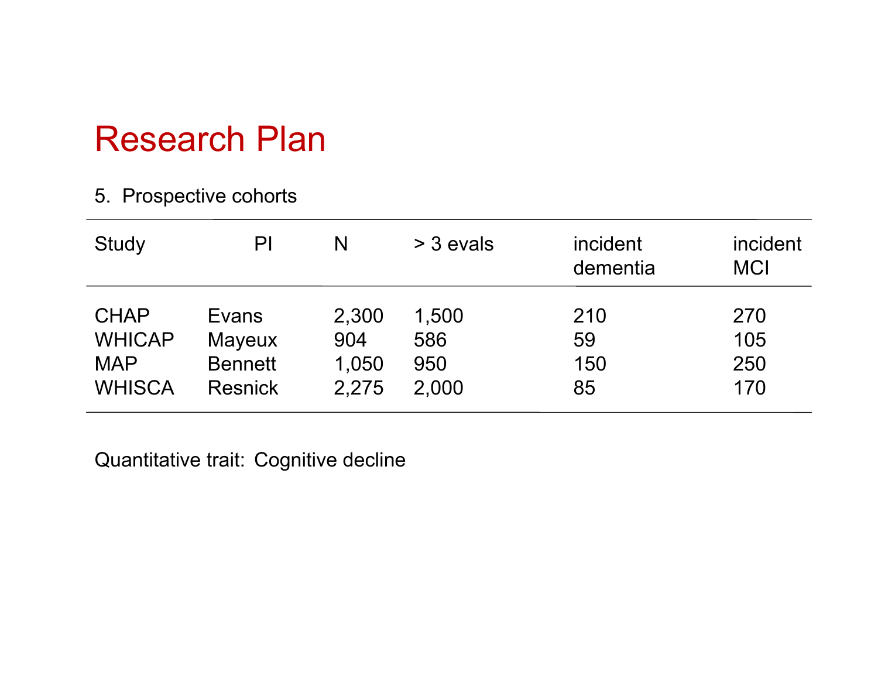# Research Plan

5. Prospective cohorts

| Study | PI | N | > 3 evals | incident dementia | incident MCI |
|---|---|---|---|---|---|
| CHAP | Evans | 2,300 | 1,500 | 210 | 270 |
| WHICAP | Mayeux | 904 | 586 | 59 | 105 |
| MAP | Bennett | 1,050 | 950 | 150 | 250 |
| WHISCA | Resnick | 2,275 | 2,000 | 85 | 170 |

Quantitative trait: Cognitive decline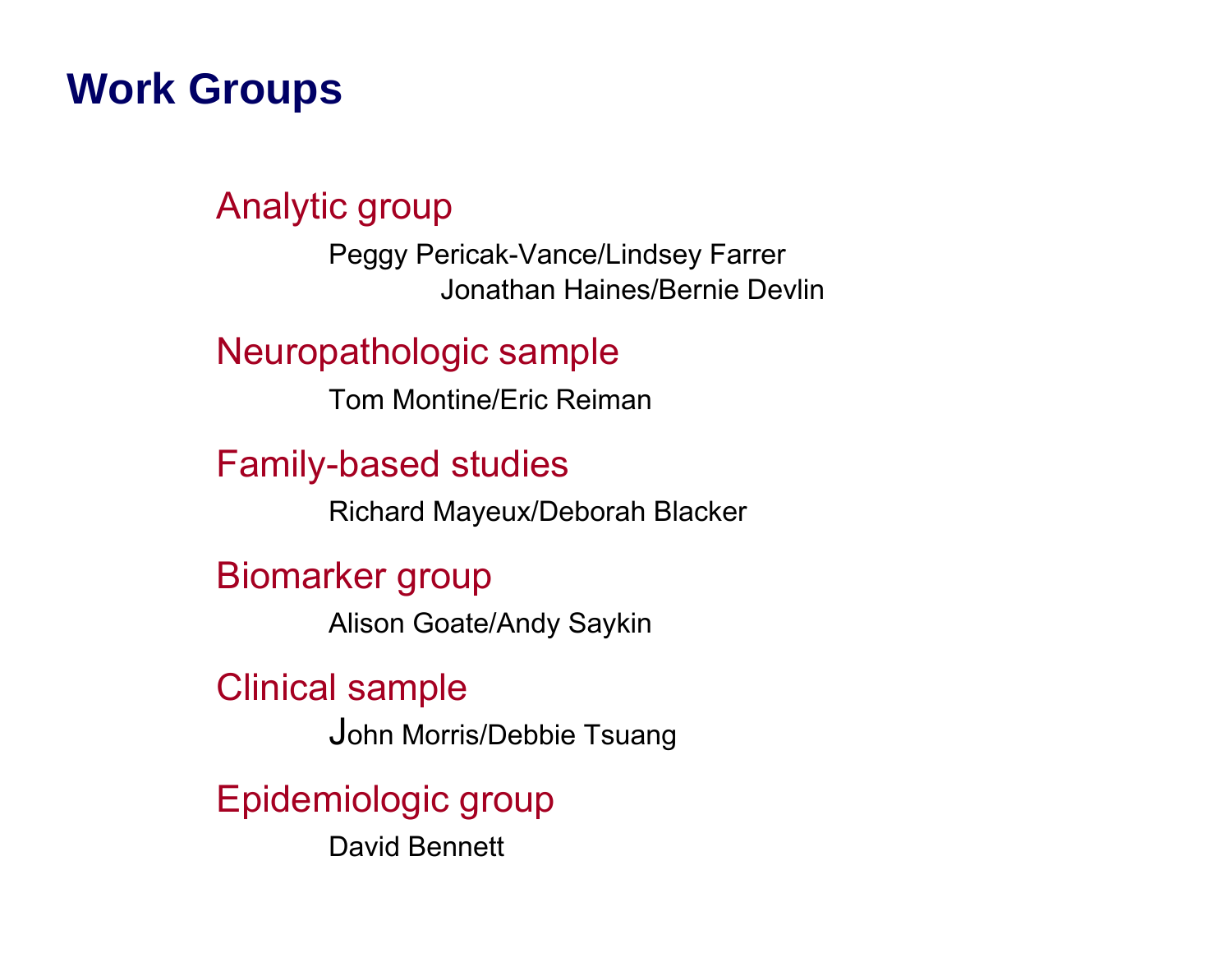# Work Groups

## Analytic group

Peggy Pericak-Vance/Lindsey Farrer
Jonathan Haines/Bernie Devlin

## Neuropathologic sample

Tom Montine/Eric Reiman

## Family-based studies

Richard Mayeux/Deborah Blacker

## Biomarker group

Alison Goate/Andy Saykin

## Clinical sample

John Morris/Debbie Tsuang

## Epidemiologic group

David Bennett